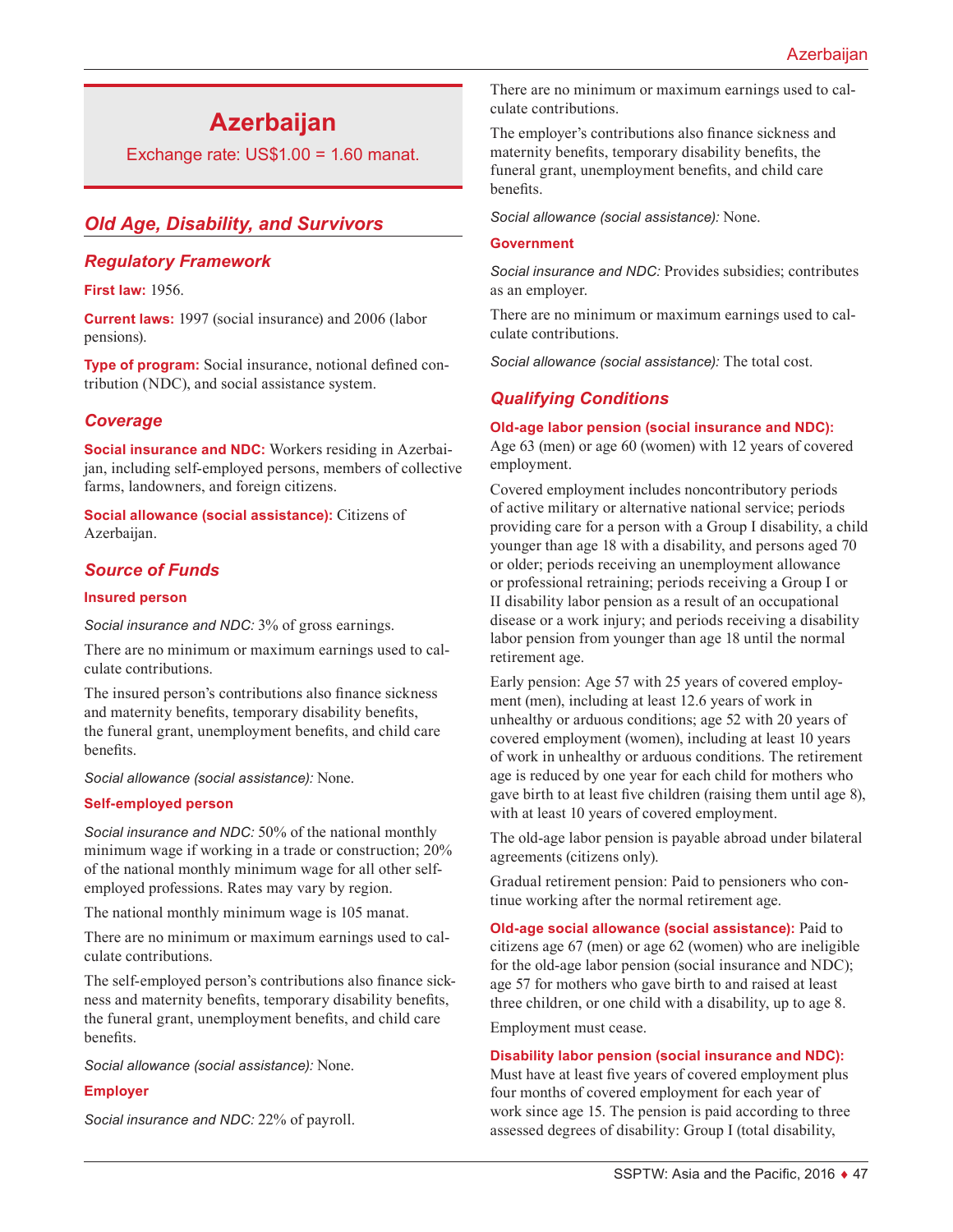# Azerbaijan

Exchange rate: US$1.00 = 1.60 manat.

## Old Age, Disability, and Survivors

### Regulatory Framework

**First law:** 1956.

**Current laws:** 1997 (social insurance) and 2006 (labor pensions).

**Type of program:** Social insurance, notional defined contribution (NDC), and social assistance system.

### Coverage

**Social insurance and NDC:** Workers residing in Azerbaijan, including self-employed persons, members of collective farms, landowners, and foreign citizens.

**Social allowance (social assistance):** Citizens of Azerbaijan.

### Source of Funds

**Insured person**

*Social insurance and NDC:* 3% of gross earnings.

There are no minimum or maximum earnings used to calculate contributions.

The insured person's contributions also finance sickness and maternity benefits, temporary disability benefits, the funeral grant, unemployment benefits, and child care benefits.

*Social allowance (social assistance):* None.

**Self-employed person**

*Social insurance and NDC:* 50% of the national monthly minimum wage if working in a trade or construction; 20% of the national monthly minimum wage for all other self-employed professions. Rates may vary by region.

The national monthly minimum wage is 105 manat.

There are no minimum or maximum earnings used to calculate contributions.

The self-employed person's contributions also finance sickness and maternity benefits, temporary disability benefits, the funeral grant, unemployment benefits, and child care benefits.

*Social allowance (social assistance):* None.

**Employer**

*Social insurance and NDC:* 22% of payroll.

There are no minimum or maximum earnings used to calculate contributions.

The employer's contributions also finance sickness and maternity benefits, temporary disability benefits, the funeral grant, unemployment benefits, and child care benefits.

*Social allowance (social assistance):* None.

**Government**

*Social insurance and NDC:* Provides subsidies; contributes as an employer.

There are no minimum or maximum earnings used to calculate contributions.

*Social allowance (social assistance):* The total cost.

### Qualifying Conditions

**Old-age labor pension (social insurance and NDC):** Age 63 (men) or age 60 (women) with 12 years of covered employment.

Covered employment includes noncontributory periods of active military or alternative national service; periods providing care for a person with a Group I disability, a child younger than age 18 with a disability, and persons aged 70 or older; periods receiving an unemployment allowance or professional retraining; periods receiving a Group I or II disability labor pension as a result of an occupational disease or a work injury; and periods receiving a disability labor pension from younger than age 18 until the normal retirement age.

Early pension: Age 57 with 25 years of covered employment (men), including at least 12.6 years of work in unhealthy or arduous conditions; age 52 with 20 years of covered employment (women), including at least 10 years of work in unhealthy or arduous conditions. The retirement age is reduced by one year for each child for mothers who gave birth to at least five children (raising them until age 8), with at least 10 years of covered employment.

The old-age labor pension is payable abroad under bilateral agreements (citizens only).

Gradual retirement pension: Paid to pensioners who continue working after the normal retirement age.

**Old-age social allowance (social assistance):** Paid to citizens age 67 (men) or age 62 (women) who are ineligible for the old-age labor pension (social insurance and NDC); age 57 for mothers who gave birth to and raised at least three children, or one child with a disability, up to age 8.

Employment must cease.

**Disability labor pension (social insurance and NDC):** Must have at least five years of covered employment plus four months of covered employment for each year of work since age 15. The pension is paid according to three assessed degrees of disability: Group I (total disability,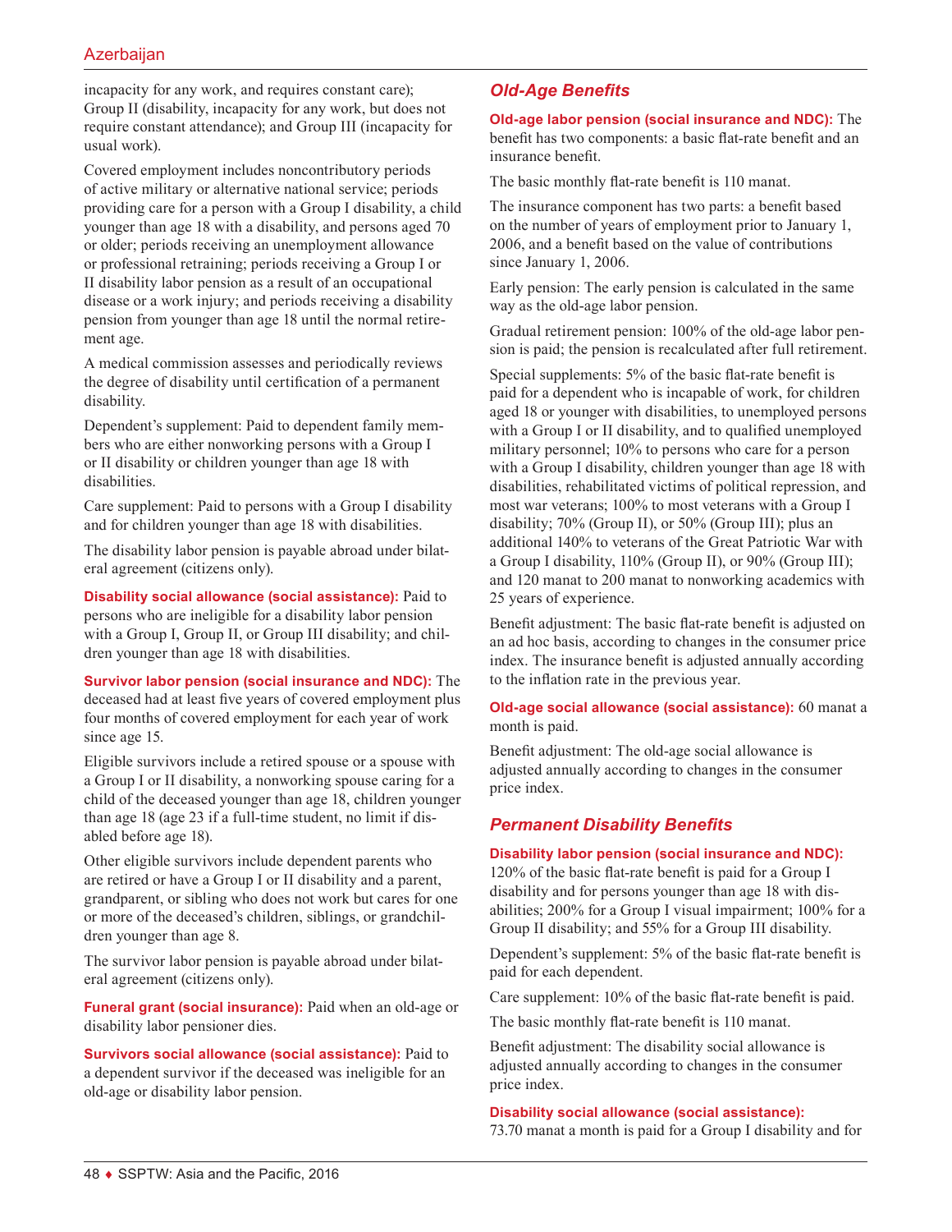incapacity for any work, and requires constant care); Group II (disability, incapacity for any work, but does not require constant attendance); and Group III (incapacity for usual work).

Covered employment includes noncontributory periods of active military or alternative national service; periods providing care for a person with a Group I disability, a child younger than age 18 with a disability, and persons aged 70 or older; periods receiving an unemployment allowance or professional retraining; periods receiving a Group I or II disability labor pension as a result of an occupational disease or a work injury; and periods receiving a disability pension from younger than age 18 until the normal retirement age.

A medical commission assesses and periodically reviews the degree of disability until certification of a permanent disability.

Dependent's supplement: Paid to dependent family members who are either nonworking persons with a Group I or II disability or children younger than age 18 with disabilities.

Care supplement: Paid to persons with a Group I disability and for children younger than age 18 with disabilities.

The disability labor pension is payable abroad under bilateral agreement (citizens only).

**Disability social allowance (social assistance):** Paid to persons who are ineligible for a disability labor pension with a Group I, Group II, or Group III disability; and children younger than age 18 with disabilities.

**Survivor labor pension (social insurance and NDC):** The deceased had at least five years of covered employment plus four months of covered employment for each year of work since age 15.

Eligible survivors include a retired spouse or a spouse with a Group I or II disability, a nonworking spouse caring for a child of the deceased younger than age 18, children younger than age 18 (age 23 if a full-time student, no limit if disabled before age 18).

Other eligible survivors include dependent parents who are retired or have a Group I or II disability and a parent, grandparent, or sibling who does not work but cares for one or more of the deceased's children, siblings, or grandchildren younger than age 8.

The survivor labor pension is payable abroad under bilateral agreement (citizens only).

**Funeral grant (social insurance):** Paid when an old-age or disability labor pensioner dies.

**Survivors social allowance (social assistance):** Paid to a dependent survivor if the deceased was ineligible for an old-age or disability labor pension.

## Old-Age Benefits

**Old-age labor pension (social insurance and NDC):** The benefit has two components: a basic flat-rate benefit and an insurance benefit.

The basic monthly flat-rate benefit is 110 manat.

The insurance component has two parts: a benefit based on the number of years of employment prior to January 1, 2006, and a benefit based on the value of contributions since January 1, 2006.

Early pension: The early pension is calculated in the same way as the old-age labor pension.

Gradual retirement pension: 100% of the old-age labor pension is paid; the pension is recalculated after full retirement.

Special supplements: 5% of the basic flat-rate benefit is paid for a dependent who is incapable of work, for children aged 18 or younger with disabilities, to unemployed persons with a Group I or II disability, and to qualified unemployed military personnel; 10% to persons who care for a person with a Group I disability, children younger than age 18 with disabilities, rehabilitated victims of political repression, and most war veterans; 100% to most veterans with a Group I disability; 70% (Group II), or 50% (Group III); plus an additional 140% to veterans of the Great Patriotic War with a Group I disability, 110% (Group II), or 90% (Group III); and 120 manat to 200 manat to nonworking academics with 25 years of experience.

Benefit adjustment: The basic flat-rate benefit is adjusted on an ad hoc basis, according to changes in the consumer price index. The insurance benefit is adjusted annually according to the inflation rate in the previous year.

**Old-age social allowance (social assistance):** 60 manat a month is paid.

Benefit adjustment: The old-age social allowance is adjusted annually according to changes in the consumer price index.

## Permanent Disability Benefits

**Disability labor pension (social insurance and NDC):** 120% of the basic flat-rate benefit is paid for a Group I disability and for persons younger than age 18 with disabilities; 200% for a Group I visual impairment; 100% for a Group II disability; and 55% for a Group III disability.

Dependent's supplement: 5% of the basic flat-rate benefit is paid for each dependent.

Care supplement: 10% of the basic flat-rate benefit is paid.

The basic monthly flat-rate benefit is 110 manat.

Benefit adjustment: The disability social allowance is adjusted annually according to changes in the consumer price index.

**Disability social allowance (social assistance):** 73.70 manat a month is paid for a Group I disability and for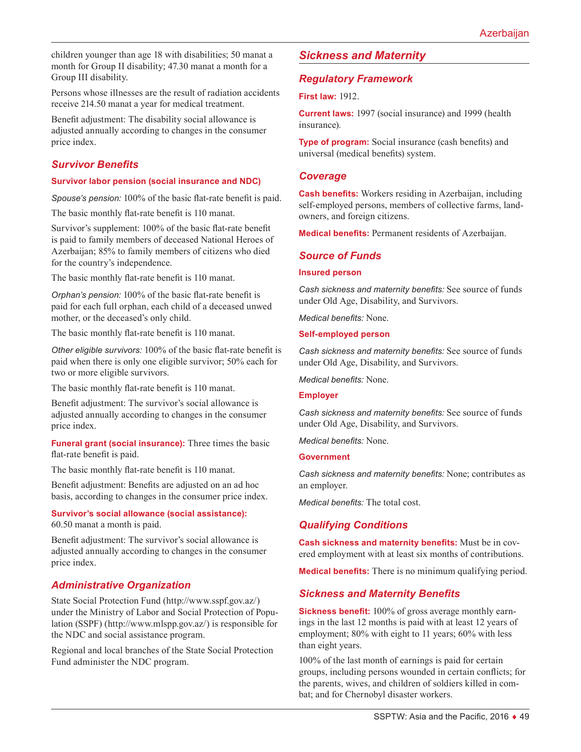children younger than age 18 with disabilities; 50 manat a month for Group II disability; 47.30 manat a month for a Group III disability.

Persons whose illnesses are the result of radiation accidents receive 214.50 manat a year for medical treatment.

Benefit adjustment: The disability social allowance is adjusted annually according to changes in the consumer price index.

## Survivor Benefits

### Survivor labor pension (social insurance and NDC)

*Spouse's pension:* 100% of the basic flat-rate benefit is paid.

The basic monthly flat-rate benefit is 110 manat.

Survivor's supplement: 100% of the basic flat-rate benefit is paid to family members of deceased National Heroes of Azerbaijan; 85% to family members of citizens who died for the country's independence.

The basic monthly flat-rate benefit is 110 manat.

*Orphan's pension:* 100% of the basic flat-rate benefit is paid for each full orphan, each child of a deceased unwed mother, or the deceased's only child.

The basic monthly flat-rate benefit is 110 manat.

*Other eligible survivors:* 100% of the basic flat-rate benefit is paid when there is only one eligible survivor; 50% each for two or more eligible survivors.

The basic monthly flat-rate benefit is 110 manat.

Benefit adjustment: The survivor's social allowance is adjusted annually according to changes in the consumer price index.

**Funeral grant (social insurance):** Three times the basic flat-rate benefit is paid.

The basic monthly flat-rate benefit is 110 manat.

Benefit adjustment: Benefits are adjusted on an ad hoc basis, according to changes in the consumer price index.

**Survivor's social allowance (social assistance):** 60.50 manat a month is paid.

Benefit adjustment: The survivor's social allowance is adjusted annually according to changes in the consumer price index.

## Administrative Organization

State Social Protection Fund (http://www.sspf.gov.az/) under the Ministry of Labor and Social Protection of Population (SSPF) (http://www.mlspp.gov.az/) is responsible for the NDC and social assistance program.

Regional and local branches of the State Social Protection Fund administer the NDC program.

# Sickness and Maternity

## Regulatory Framework

**First law:** 1912.

**Current laws:** 1997 (social insurance) and 1999 (health insurance).

**Type of program:** Social insurance (cash benefits) and universal (medical benefits) system.

## Coverage

**Cash benefits:** Workers residing in Azerbaijan, including self-employed persons, members of collective farms, landowners, and foreign citizens.

**Medical benefits:** Permanent residents of Azerbaijan.

## Source of Funds

### Insured person

*Cash sickness and maternity benefits:* See source of funds under Old Age, Disability, and Survivors.

*Medical benefits:* None.

### Self-employed person

*Cash sickness and maternity benefits:* See source of funds under Old Age, Disability, and Survivors.

*Medical benefits:* None.

### Employer

*Cash sickness and maternity benefits:* See source of funds under Old Age, Disability, and Survivors.

*Medical benefits:* None.

### Government

*Cash sickness and maternity benefits:* None; contributes as an employer.

*Medical benefits:* The total cost.

## Qualifying Conditions

**Cash sickness and maternity benefits:** Must be in covered employment with at least six months of contributions.

**Medical benefits:** There is no minimum qualifying period.

## Sickness and Maternity Benefits

**Sickness benefit:** 100% of gross average monthly earnings in the last 12 months is paid with at least 12 years of employment; 80% with eight to 11 years; 60% with less than eight years.

100% of the last month of earnings is paid for certain groups, including persons wounded in certain conflicts; for the parents, wives, and children of soldiers killed in combat; and for Chernobyl disaster workers.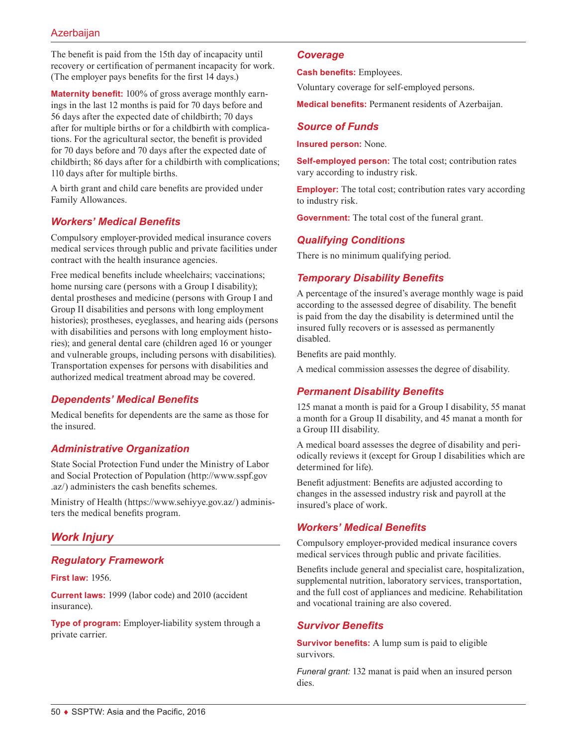The benefit is paid from the 15th day of incapacity until recovery or certification of permanent incapacity for work. (The employer pays benefits for the first 14 days.)

**Maternity benefit:** 100% of gross average monthly earnings in the last 12 months is paid for 70 days before and 56 days after the expected date of childbirth; 70 days after for multiple births or for a childbirth with complications. For the agricultural sector, the benefit is provided for 70 days before and 70 days after the expected date of childbirth; 86 days after for a childbirth with complications; 110 days after for multiple births.

A birth grant and child care benefits are provided under Family Allowances.

### Workers' Medical Benefits

Compulsory employer-provided medical insurance covers medical services through public and private facilities under contract with the health insurance agencies.

Free medical benefits include wheelchairs; vaccinations; home nursing care (persons with a Group I disability); dental prostheses and medicine (persons with Group I and Group II disabilities and persons with long employment histories); prostheses, eyeglasses, and hearing aids (persons with disabilities and persons with long employment histories); and general dental care (children aged 16 or younger and vulnerable groups, including persons with disabilities). Transportation expenses for persons with disabilities and authorized medical treatment abroad may be covered.

### Dependents' Medical Benefits

Medical benefits for dependents are the same as those for the insured.

### Administrative Organization

State Social Protection Fund under the Ministry of Labor and Social Protection of Population (http://www.sspf.gov.az/) administers the cash benefits schemes.

Ministry of Health (https://www.sehiyye.gov.az/) administers the medical benefits program.

## Work Injury

### Regulatory Framework

**First law:** 1956.

**Current laws:** 1999 (labor code) and 2010 (accident insurance).

**Type of program:** Employer-liability system through a private carrier.

### Coverage

**Cash benefits:** Employees.

Voluntary coverage for self-employed persons.

**Medical benefits:** Permanent residents of Azerbaijan.

### Source of Funds

**Insured person:** None.

**Self-employed person:** The total cost; contribution rates vary according to industry risk.

**Employer:** The total cost; contribution rates vary according to industry risk.

**Government:** The total cost of the funeral grant.

### Qualifying Conditions

There is no minimum qualifying period.

### Temporary Disability Benefits

A percentage of the insured's average monthly wage is paid according to the assessed degree of disability. The benefit is paid from the day the disability is determined until the insured fully recovers or is assessed as permanently disabled.

Benefits are paid monthly.

A medical commission assesses the degree of disability.

### Permanent Disability Benefits

125 manat a month is paid for a Group I disability, 55 manat a month for a Group II disability, and 45 manat a month for a Group III disability.

A medical board assesses the degree of disability and periodically reviews it (except for Group I disabilities which are determined for life).

Benefit adjustment: Benefits are adjusted according to changes in the assessed industry risk and payroll at the insured's place of work.

### Workers' Medical Benefits

Compulsory employer-provided medical insurance covers medical services through public and private facilities.

Benefits include general and specialist care, hospitalization, supplemental nutrition, laboratory services, transportation, and the full cost of appliances and medicine. Rehabilitation and vocational training are also covered.

### Survivor Benefits

**Survivor benefits:** A lump sum is paid to eligible survivors.

*Funeral grant:* 132 manat is paid when an insured person dies.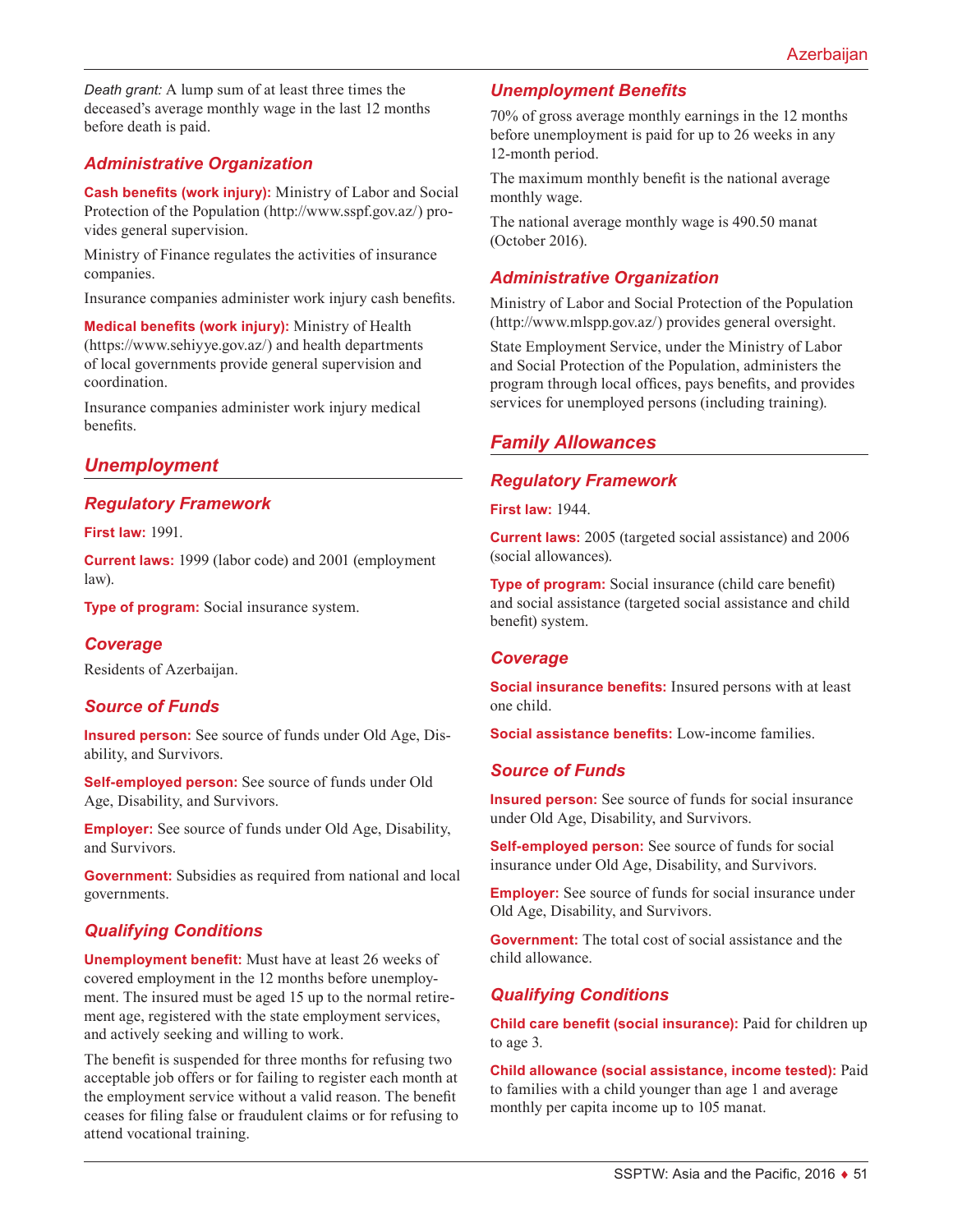*Death grant:* A lump sum of at least three times the deceased's average monthly wage in the last 12 months before death is paid.

### Administrative Organization

**Cash benefits (work injury):** Ministry of Labor and Social Protection of the Population (http://www.sspf.gov.az/) provides general supervision.

Ministry of Finance regulates the activities of insurance companies.

Insurance companies administer work injury cash benefits.

**Medical benefits (work injury):** Ministry of Health (https://www.sehiyye.gov.az/) and health departments of local governments provide general supervision and coordination.

Insurance companies administer work injury medical benefits.

## Unemployment

### Regulatory Framework

**First law:** 1991.

**Current laws:** 1999 (labor code) and 2001 (employment law).

**Type of program:** Social insurance system.

### Coverage

Residents of Azerbaijan.

### Source of Funds

**Insured person:** See source of funds under Old Age, Disability, and Survivors.

**Self-employed person:** See source of funds under Old Age, Disability, and Survivors.

**Employer:** See source of funds under Old Age, Disability, and Survivors.

**Government:** Subsidies as required from national and local governments.

### Qualifying Conditions

**Unemployment benefit:** Must have at least 26 weeks of covered employment in the 12 months before unemployment. The insured must be aged 15 up to the normal retirement age, registered with the state employment services, and actively seeking and willing to work.

The benefit is suspended for three months for refusing two acceptable job offers or for failing to register each month at the employment service without a valid reason. The benefit ceases for filing false or fraudulent claims or for refusing to attend vocational training.

### Unemployment Benefits

70% of gross average monthly earnings in the 12 months before unemployment is paid for up to 26 weeks in any 12-month period.

The maximum monthly benefit is the national average monthly wage.

The national average monthly wage is 490.50 manat (October 2016).

### Administrative Organization

Ministry of Labor and Social Protection of the Population (http://www.mlspp.gov.az/) provides general oversight.

State Employment Service, under the Ministry of Labor and Social Protection of the Population, administers the program through local offices, pays benefits, and provides services for unemployed persons (including training).

## Family Allowances

### Regulatory Framework

**First law:** 1944.

**Current laws:** 2005 (targeted social assistance) and 2006 (social allowances).

**Type of program:** Social insurance (child care benefit) and social assistance (targeted social assistance and child benefit) system.

### Coverage

**Social insurance benefits:** Insured persons with at least one child.

**Social assistance benefits:** Low-income families.

### Source of Funds

**Insured person:** See source of funds for social insurance under Old Age, Disability, and Survivors.

**Self-employed person:** See source of funds for social insurance under Old Age, Disability, and Survivors.

**Employer:** See source of funds for social insurance under Old Age, Disability, and Survivors.

**Government:** The total cost of social assistance and the child allowance.

### Qualifying Conditions

**Child care benefit (social insurance):** Paid for children up to age 3.

**Child allowance (social assistance, income tested):** Paid to families with a child younger than age 1 and average monthly per capita income up to 105 manat.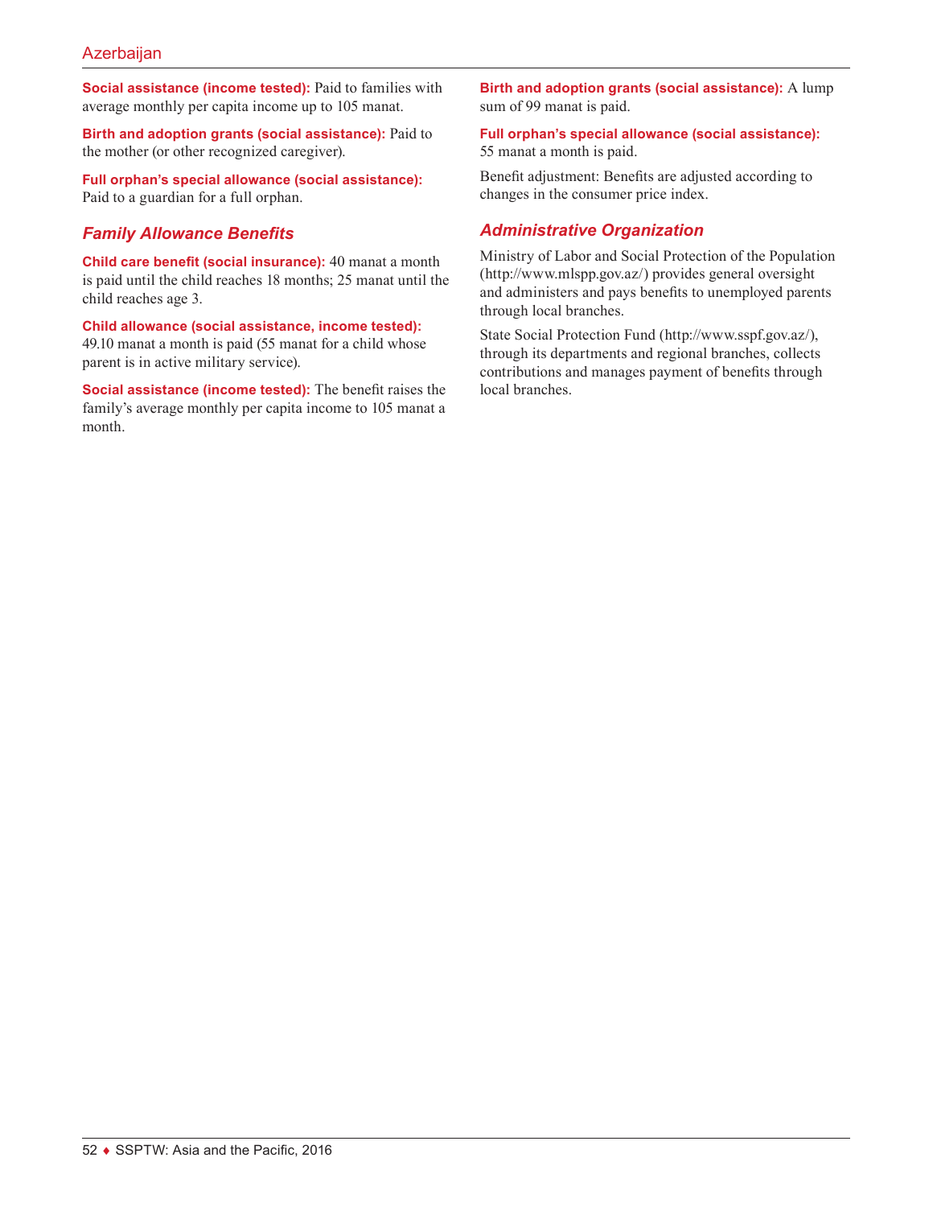**Social assistance (income tested):** Paid to families with average monthly per capita income up to 105 manat.

**Birth and adoption grants (social assistance):** Paid to the mother (or other recognized caregiver).

**Full orphan's special allowance (social assistance):** Paid to a guardian for a full orphan.

## *Family Allowance Benefits*

**Child care benefit (social insurance):** 40 manat a month is paid until the child reaches 18 months; 25 manat until the child reaches age 3.

**Child allowance (social assistance, income tested):** 49.10 manat a month is paid (55 manat for a child whose parent is in active military service).

**Social assistance (income tested):** The benefit raises the family's average monthly per capita income to 105 manat a month.

**Birth and adoption grants (social assistance):** A lump sum of 99 manat is paid.

**Full orphan's special allowance (social assistance):** 55 manat a month is paid.

Benefit adjustment: Benefits are adjusted according to changes in the consumer price index.

## *Administrative Organization*

Ministry of Labor and Social Protection of the Population (http://www.mlspp.gov.az/) provides general oversight and administers and pays benefits to unemployed parents through local branches.

State Social Protection Fund (http://www.sspf.gov.az/), through its departments and regional branches, collects contributions and manages payment of benefits through local branches.